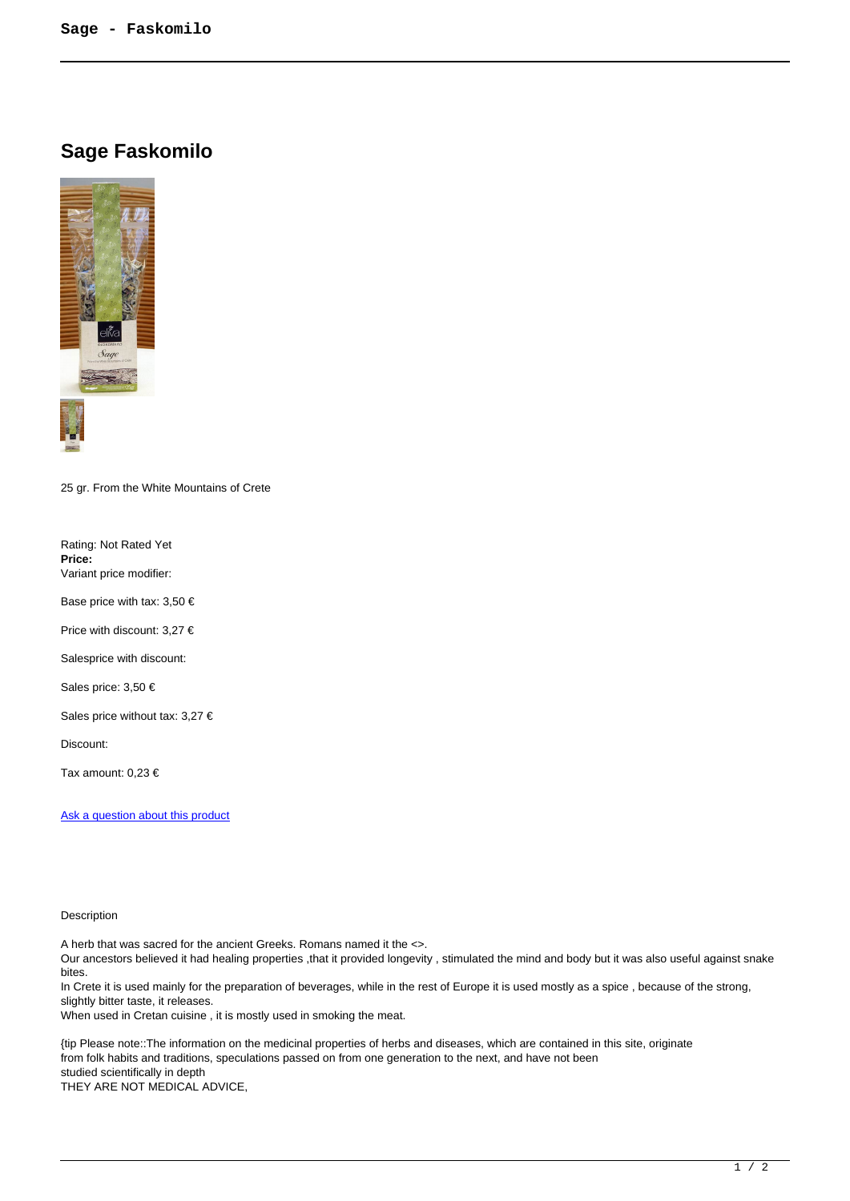# Sage Faskomilo

25 gr. From the White Mountains of Crete

Rating: Not Rated Yet
**Price:**
Variant price modifier:

Base price with tax: 3,50 €

Price with discount: 3,27 €

Salesprice with discount:

Sales price: 3,50 €

Sales price without tax: 3,27 €

Discount:

Tax amount: 0,23 €

[Ask a question about this product]()

Description

A herb that was sacred for the ancient Greeks. Romans named it the <>.
Our ancestors believed it had healing properties ,that it provided longevity , stimulated the mind and body but it was also useful against snake bites.
In Crete it is used mainly for the preparation of beverages, while in the rest of Europe it is used mostly as a spice , because of the strong, slightly bitter taste, it releases.
When used in Cretan cuisine , it is mostly used in smoking the meat.

{tip Please note::The information on the medicinal properties of herbs and diseases, which are contained in this site, originate from folk habits and traditions, speculations passed on from one generation to the next, and have not been studied scientifically in depth
THEY ARE NOT MEDICAL ADVICE,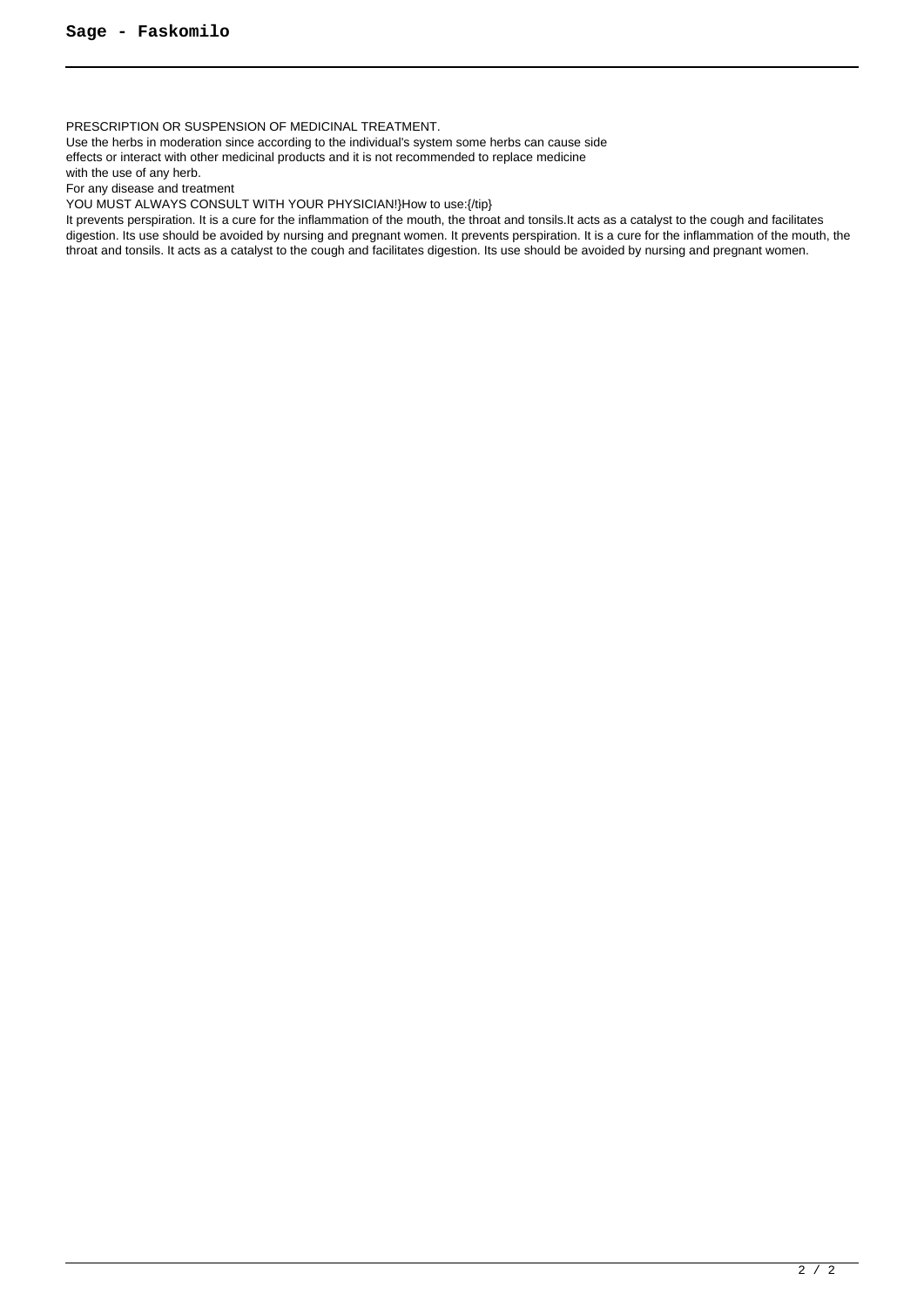PRESCRIPTION OR SUSPENSION OF MEDICINAL TREATMENT.
Use the herbs in moderation since according to the individual's system some herbs can cause side effects or interact with other medicinal products and it is not recommended to replace medicine with the use of any herb.
For any disease and treatment
YOU MUST ALWAYS CONSULT WITH YOUR PHYSICIAN!}How to use:{/tip}
It prevents perspiration. It is a cure for the inflammation of the mouth, the throat and tonsils.It acts as a catalyst to the cough and facilitates digestion. Its use should be avoided by nursing and pregnant women. It prevents perspiration. It is a cure for the inflammation of the mouth, the throat and tonsils. It acts as a catalyst to the cough and facilitates digestion. Its use should be avoided by nursing and pregnant women.